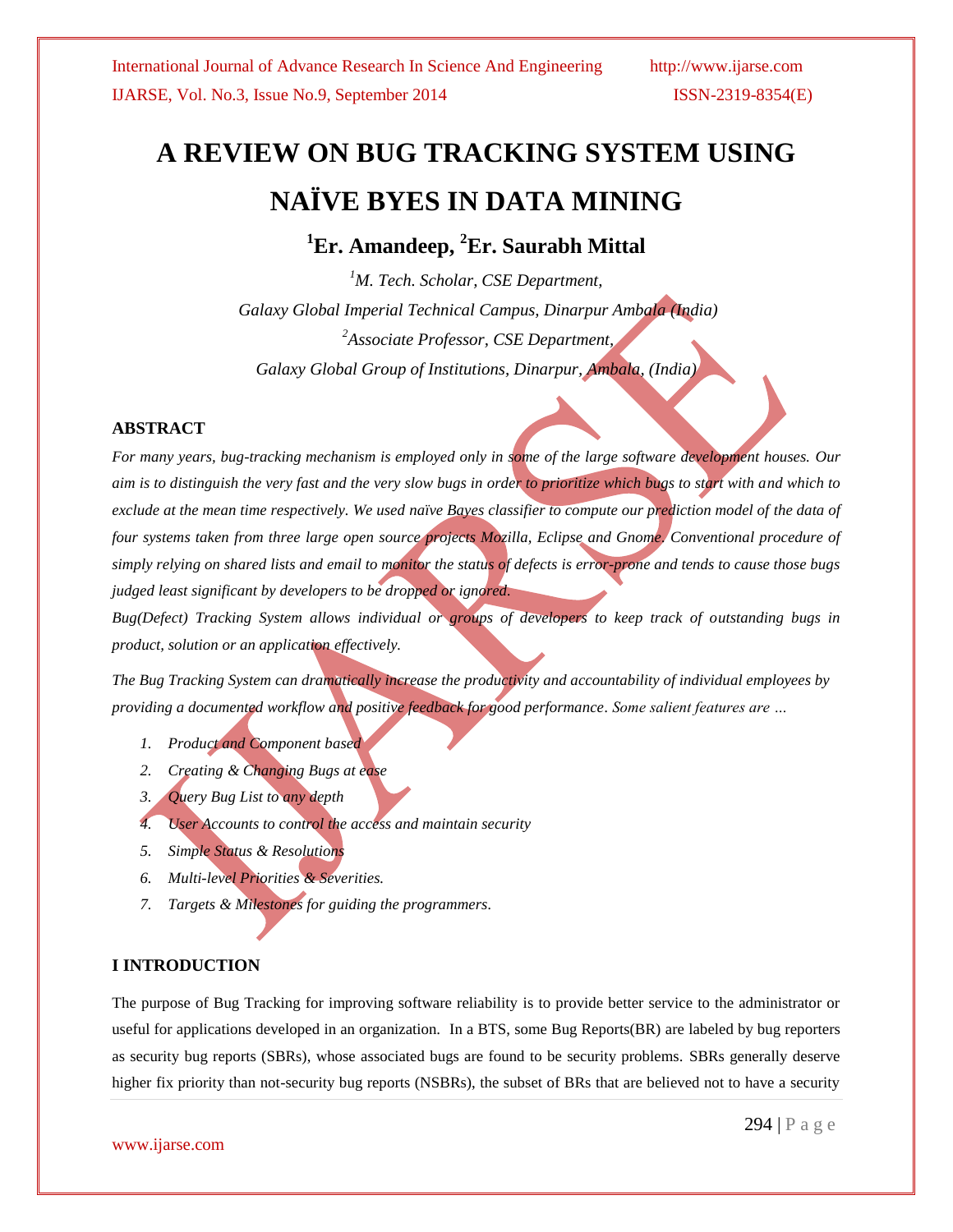# A REVIEW ON BUG TRACKING SYSTEM USING NAÏVE BYES IN DATA MINING

## [1]Er. Amandeep, [2]Er. Saurabh Mittal

*[1]M. Tech. Scholar, CSE Department,*
*Galaxy Global Imperial Technical Campus, Dinarpur Ambala (India)*
*[2]Associate Professor, CSE Department,*
*Galaxy Global Group of Institutions, Dinarpur, Ambala, (India)*

### ABSTRACT

*For many years, bug-tracking mechanism is employed only in some of the large software development houses. Our aim is to distinguish the very fast and the very slow bugs in order to prioritize which bugs to start with and which to exclude at the mean time respectively. We used naïve Bayes classifier to compute our prediction model of the data of four systems taken from three large open source projects Mozilla, Eclipse and Gnome. Conventional procedure of simply relying on shared lists and email to monitor the status of defects is error-prone and tends to cause those bugs judged least significant by developers to be dropped or ignored.*

*Bug(Defect) Tracking System allows individual or groups of developers to keep track of outstanding bugs in product, solution or an application effectively.*

*The Bug Tracking System can dramatically increase the productivity and accountability of individual employees by providing a documented workflow and positive feedback for good performance. Some salient features are …*

1. *Product and Component based*
2. *Creating & Changing Bugs at ease*
3. *Query Bug List to any depth*
4. *User Accounts to control the access and maintain security*
5. *Simple Status & Resolutions*
6. *Multi-level Priorities & Severities.*
7. *Targets & Milestones for guiding the programmers.*

### I INTRODUCTION

The purpose of Bug Tracking for improving software reliability is to provide better service to the administrator or useful for applications developed in an organization. In a BTS, some Bug Reports(BR) are labeled by bug reporters as security bug reports (SBRs), whose associated bugs are found to be security problems. SBRs generally deserve higher fix priority than not-security bug reports (NSBRs), the subset of BRs that are believed not to have a security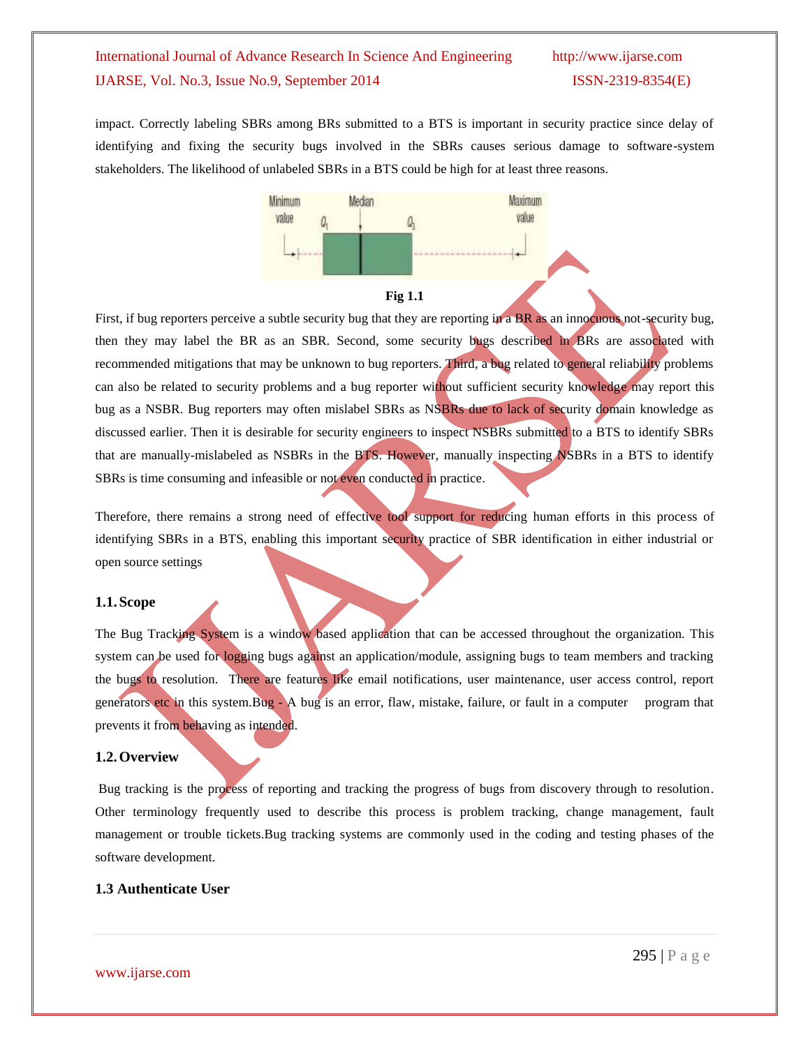impact. Correctly labeling SBRs among BRs submitted to a BTS is important in security practice since delay of identifying and fixing the security bugs involved in the SBRs causes serious damage to software-system stakeholders. The likelihood of unlabeled SBRs in a BTS could be high for at least three reasons.

**Fig 1.1**

First, if bug reporters perceive a subtle security bug that they are reporting in a BR as an innocuous not-security bug, then they may label the BR as an SBR. Second, some security bugs described in BRs are associated with recommended mitigations that may be unknown to bug reporters. Third, a bug related to general reliability problems can also be related to security problems and a bug reporter without sufficient security knowledge may report this bug as a NSBR. Bug reporters may often mislabel SBRs as NSBRs due to lack of security domain knowledge as discussed earlier. Then it is desirable for security engineers to inspect NSBRs submitted to a BTS to identify SBRs that are manually-mislabeled as NSBRs in the BTS. However, manually inspecting NSBRs in a BTS to identify SBRs is time consuming and infeasible or not even conducted in practice.

Therefore, there remains a strong need of effective tool support for reducing human efforts in this process of identifying SBRs in a BTS, enabling this important security practice of SBR identification in either industrial or open source settings

## 1.1. Scope

The Bug Tracking System is a window based application that can be accessed throughout the organization. This system can be used for logging bugs against an application/module, assigning bugs to team members and tracking the bugs to resolution. There are features like email notifications, user maintenance, user access control, report generators etc in this system.Bug - A bug is an error, flaw, mistake, failure, or fault in a computer program that prevents it from behaving as intended.

## 1.2. Overview

Bug tracking is the process of reporting and tracking the progress of bugs from discovery through to resolution. Other terminology frequently used to describe this process is problem tracking, change management, fault management or trouble tickets.Bug tracking systems are commonly used in the coding and testing phases of the software development.

## 1.3 Authenticate User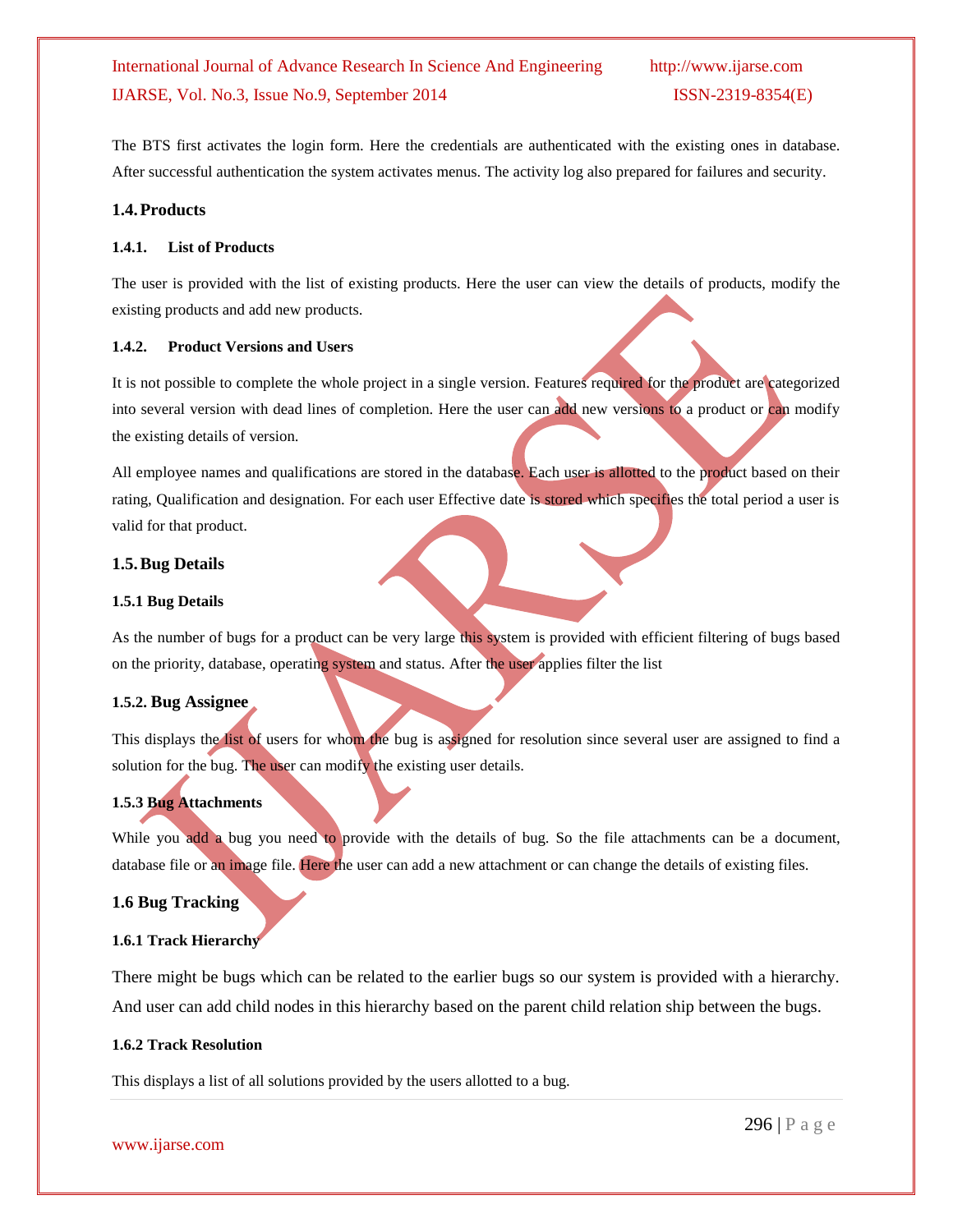The BTS first activates the login form. Here the credentials are authenticated with the existing ones in database. After successful authentication the system activates menus. The activity log also prepared for failures and security.

## 1.4. Products

### 1.4.1. List of Products

The user is provided with the list of existing products. Here the user can view the details of products, modify the existing products and add new products.

### 1.4.2. Product Versions and Users

It is not possible to complete the whole project in a single version. Features required for the product are categorized into several version with dead lines of completion. Here the user can add new versions to a product or can modify the existing details of version.

All employee names and qualifications are stored in the database. Each user is allotted to the product based on their rating, Qualification and designation. For each user Effective date is stored which specifies the total period a user is valid for that product.

## 1.5. Bug Details

### 1.5.1 Bug Details

As the number of bugs for a product can be very large this system is provided with efficient filtering of bugs based on the priority, database, operating system and status. After the user applies filter the list

### 1.5.2. Bug Assignee

This displays the list of users for whom the bug is assigned for resolution since several user are assigned to find a solution for the bug. The user can modify the existing user details.

### 1.5.3 Bug Attachments

While you add a bug you need to provide with the details of bug. So the file attachments can be a document, database file or an image file. Here the user can add a new attachment or can change the details of existing files.

## 1.6 Bug Tracking

### 1.6.1 Track Hierarchy

There might be bugs which can be related to the earlier bugs so our system is provided with a hierarchy. And user can add child nodes in this hierarchy based on the parent child relation ship between the bugs.

### 1.6.2 Track Resolution

This displays a list of all solutions provided by the users allotted to a bug.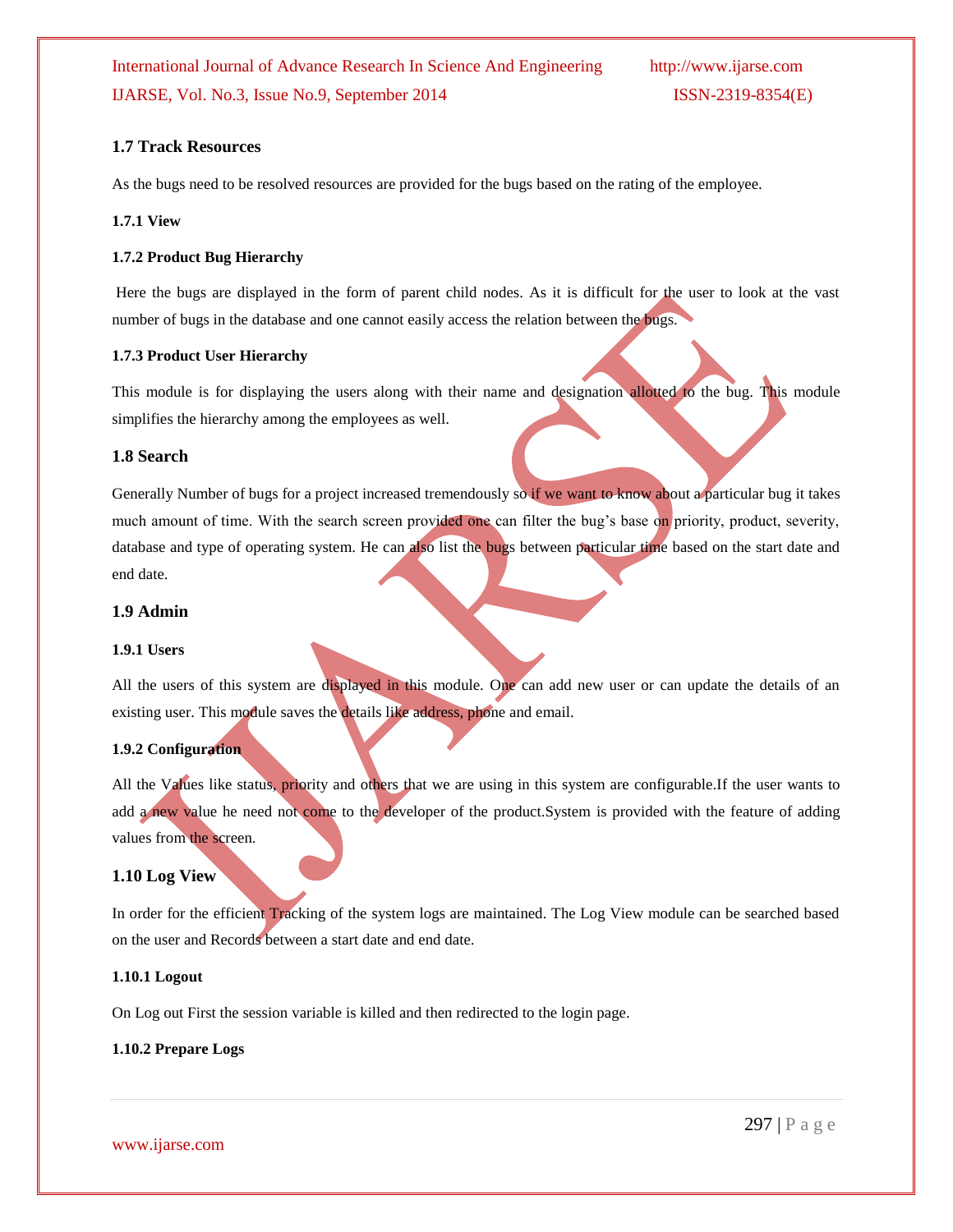### 1.7 Track Resources

As the bugs need to be resolved resources are provided for the bugs based on the rating of the employee.

#### 1.7.1 View

#### 1.7.2 Product Bug Hierarchy

Here the bugs are displayed in the form of parent child nodes. As it is difficult for the user to look at the vast number of bugs in the database and one cannot easily access the relation between the bugs.

#### 1.7.3 Product User Hierarchy

This module is for displaying the users along with their name and designation allotted to the bug. This module simplifies the hierarchy among the employees as well.

### 1.8 Search

Generally Number of bugs for a project increased tremendously so if we want to know about a particular bug it takes much amount of time. With the search screen provided one can filter the bug's base on priority, product, severity, database and type of operating system. He can also list the bugs between particular time based on the start date and end date.

### 1.9 Admin

#### 1.9.1 Users

All the users of this system are displayed in this module. One can add new user or can update the details of an existing user. This module saves the details like address, phone and email.

#### 1.9.2 Configuration

All the Values like status, priority and others that we are using in this system are configurable.If the user wants to add a new value he need not come to the developer of the product.System is provided with the feature of adding values from the screen.

### 1.10 Log View

In order for the efficient Tracking of the system logs are maintained. The Log View module can be searched based on the user and Records between a start date and end date.

#### 1.10.1 Logout

On Log out First the session variable is killed and then redirected to the login page.

#### 1.10.2 Prepare Logs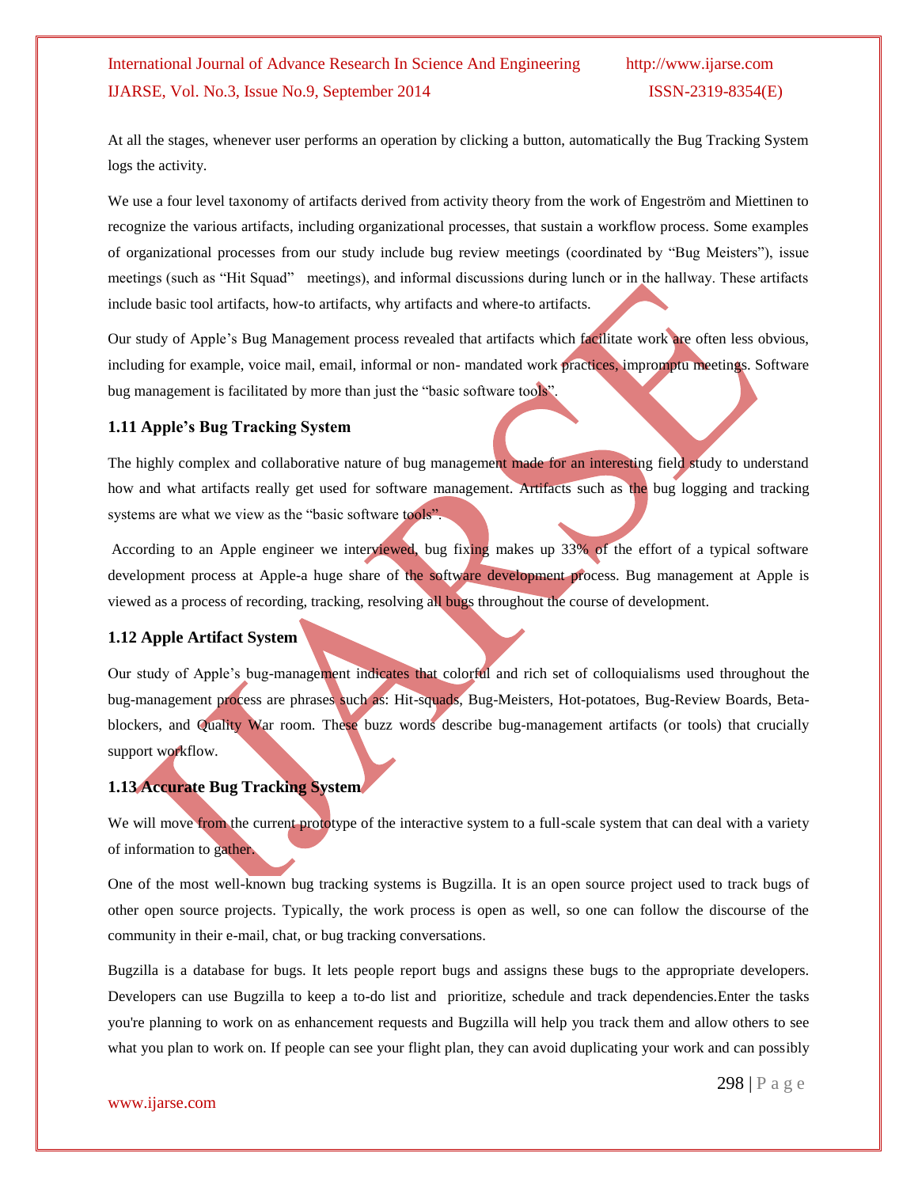At all the stages, whenever user performs an operation by clicking a button, automatically the Bug Tracking System logs the activity.

We use a four level taxonomy of artifacts derived from activity theory from the work of Engeström and Miettinen to recognize the various artifacts, including organizational processes, that sustain a workflow process. Some examples of organizational processes from our study include bug review meetings (coordinated by "Bug Meisters"), issue meetings (such as "Hit Squad" meetings), and informal discussions during lunch or in the hallway. These artifacts include basic tool artifacts, how-to artifacts, why artifacts and where-to artifacts.

Our study of Apple's Bug Management process revealed that artifacts which facilitate work are often less obvious, including for example, voice mail, email, informal or non- mandated work practices, impromptu meetings. Software bug management is facilitated by more than just the "basic software tools".

### 1.11 Apple's Bug Tracking System

The highly complex and collaborative nature of bug management made for an interesting field study to understand how and what artifacts really get used for software management. Artifacts such as the bug logging and tracking systems are what we view as the "basic software tools".

According to an Apple engineer we interviewed, bug fixing makes up 33% of the effort of a typical software development process at Apple-a huge share of the software development process. Bug management at Apple is viewed as a process of recording, tracking, resolving all bugs throughout the course of development.

### 1.12 Apple Artifact System

Our study of Apple's bug-management indicates that colorful and rich set of colloquialisms used throughout the bug-management process are phrases such as: Hit-squads, Bug-Meisters, Hot-potatoes, Bug-Review Boards, Beta-blockers, and Quality War room. These buzz words describe bug-management artifacts (or tools) that crucially support workflow.

### 1.13 Accurate Bug Tracking System

We will move from the current prototype of the interactive system to a full-scale system that can deal with a variety of information to gather.

One of the most well-known bug tracking systems is Bugzilla. It is an open source project used to track bugs of other open source projects. Typically, the work process is open as well, so one can follow the discourse of the community in their e-mail, chat, or bug tracking conversations.

Bugzilla is a database for bugs. It lets people report bugs and assigns these bugs to the appropriate developers. Developers can use Bugzilla to keep a to-do list and prioritize, schedule and track dependencies.Enter the tasks you're planning to work on as enhancement requests and Bugzilla will help you track them and allow others to see what you plan to work on. If people can see your flight plan, they can avoid duplicating your work and can possibly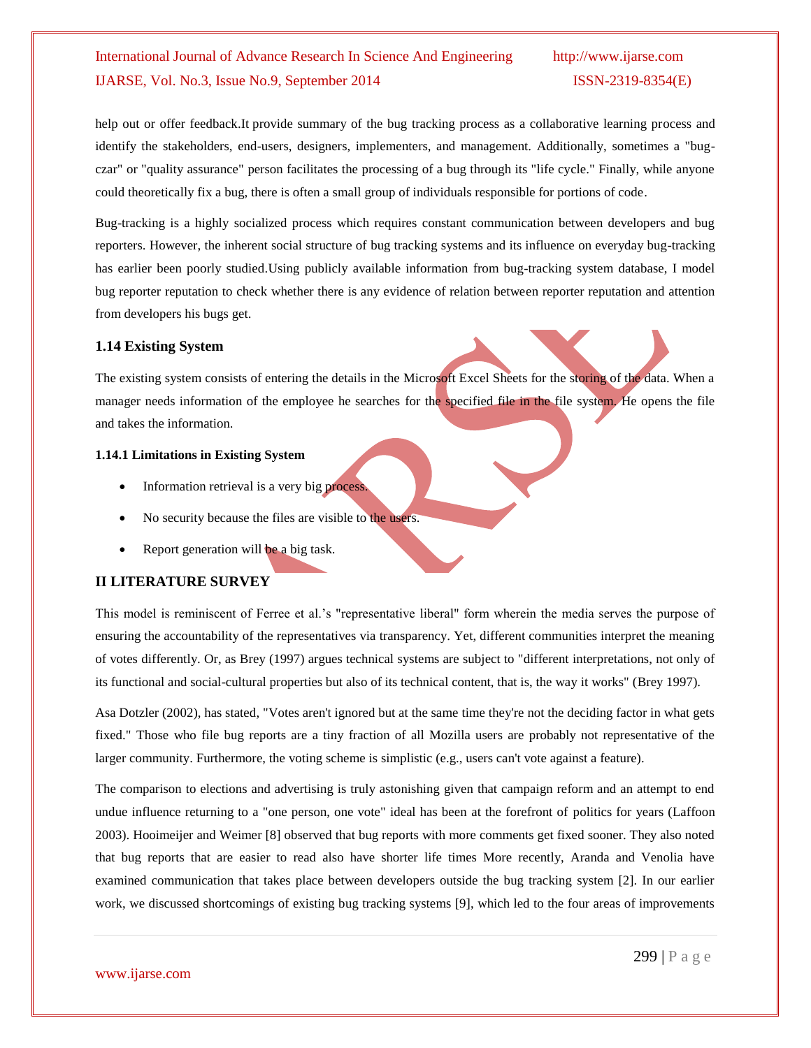help out or offer feedback.It provide summary of the bug tracking process as a collaborative learning process and identify the stakeholders, end-users, designers, implementers, and management. Additionally, sometimes a "bug-czar" or "quality assurance" person facilitates the processing of a bug through its "life cycle." Finally, while anyone could theoretically fix a bug, there is often a small group of individuals responsible for portions of code.

Bug-tracking is a highly socialized process which requires constant communication between developers and bug reporters. However, the inherent social structure of bug tracking systems and its influence on everyday bug-tracking has earlier been poorly studied.Using publicly available information from bug-tracking system database, I model bug reporter reputation to check whether there is any evidence of relation between reporter reputation and attention from developers his bugs get.

### 1.14 Existing System

The existing system consists of entering the details in the Microsoft Excel Sheets for the storing of the data. When a manager needs information of the employee he searches for the specified file in the file system. He opens the file and takes the information.

#### 1.14.1 Limitations in Existing System

- Information retrieval is a very big process.
- No security because the files are visible to the users.
- Report generation will be a big task.

## II LITERATURE SURVEY

This model is reminiscent of Ferree et al.'s "representative liberal" form wherein the media serves the purpose of ensuring the accountability of the representatives via transparency. Yet, different communities interpret the meaning of votes differently. Or, as Brey (1997) argues technical systems are subject to "different interpretations, not only of its functional and social-cultural properties but also of its technical content, that is, the way it works" (Brey 1997).

Asa Dotzler (2002), has stated, "Votes aren't ignored but at the same time they're not the deciding factor in what gets fixed." Those who file bug reports are a tiny fraction of all Mozilla users are probably not representative of the larger community. Furthermore, the voting scheme is simplistic (e.g., users can't vote against a feature).

The comparison to elections and advertising is truly astonishing given that campaign reform and an attempt to end undue influence returning to a "one person, one vote" ideal has been at the forefront of politics for years (Laffoon 2003). Hooimeijer and Weimer [8] observed that bug reports with more comments get fixed sooner. They also noted that bug reports that are easier to read also have shorter life times More recently, Aranda and Venolia have examined communication that takes place between developers outside the bug tracking system [2]. In our earlier work, we discussed shortcomings of existing bug tracking systems [9], which led to the four areas of improvements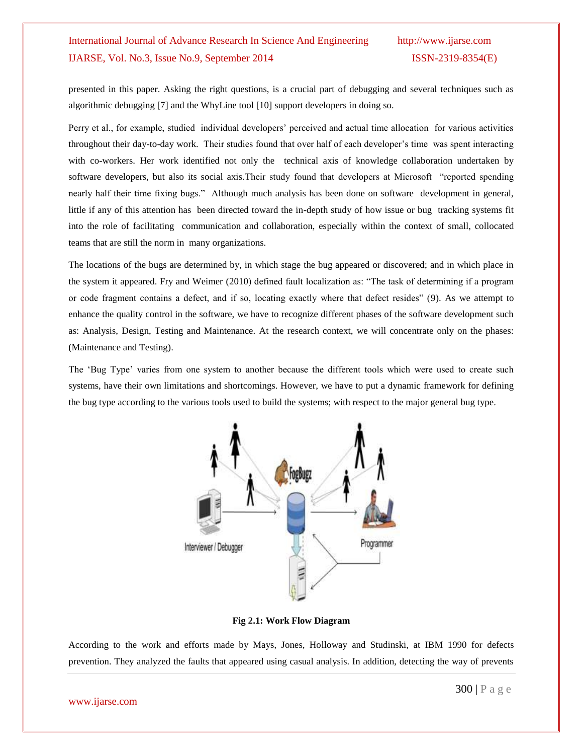presented in this paper. Asking the right questions, is a crucial part of debugging and several techniques such as algorithmic debugging [7] and the WhyLine tool [10] support developers in doing so.

Perry et al., for example, studied individual developers' perceived and actual time allocation for various activities throughout their day-to-day work. Their studies found that over half of each developer's time was spent interacting with co-workers. Her work identified not only the technical axis of knowledge collaboration undertaken by software developers, but also its social axis.Their study found that developers at Microsoft "reported spending nearly half their time fixing bugs." Although much analysis has been done on software development in general, little if any of this attention has been directed toward the in-depth study of how issue or bug tracking systems fit into the role of facilitating communication and collaboration, especially within the context of small, collocated teams that are still the norm in many organizations.

The locations of the bugs are determined by, in which stage the bug appeared or discovered; and in which place in the system it appeared. Fry and Weimer (2010) defined fault localization as: "The task of determining if a program or code fragment contains a defect, and if so, locating exactly where that defect resides" (9). As we attempt to enhance the quality control in the software, we have to recognize different phases of the software development such as: Analysis, Design, Testing and Maintenance. At the research context, we will concentrate only on the phases: (Maintenance and Testing).

The 'Bug Type' varies from one system to another because the different tools which were used to create such systems, have their own limitations and shortcomings. However, we have to put a dynamic framework for defining the bug type according to the various tools used to build the systems; with respect to the major general bug type.

**Fig 2.1: Work Flow Diagram**

According to the work and efforts made by Mays, Jones, Holloway and Studinski, at IBM 1990 for defects prevention. They analyzed the faults that appeared using casual analysis. In addition, detecting the way of prevents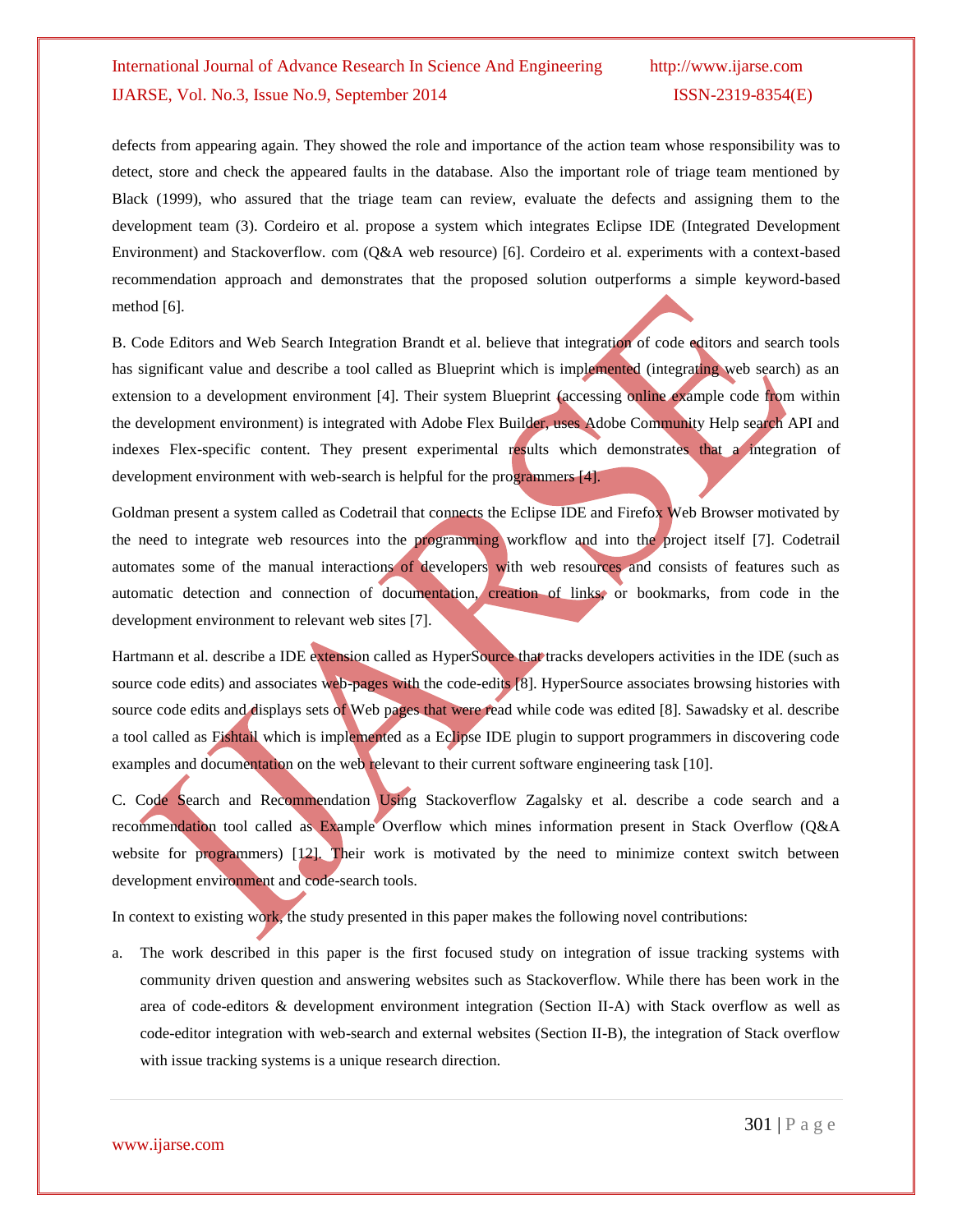defects from appearing again. They showed the role and importance of the action team whose responsibility was to detect, store and check the appeared faults in the database. Also the important role of triage team mentioned by Black (1999), who assured that the triage team can review, evaluate the defects and assigning them to the development team (3). Cordeiro et al. propose a system which integrates Eclipse IDE (Integrated Development Environment) and Stackoverflow. com (Q&A web resource) [6]. Cordeiro et al. experiments with a context-based recommendation approach and demonstrates that the proposed solution outperforms a simple keyword-based method [6].

B. Code Editors and Web Search Integration Brandt et al. believe that integration of code editors and search tools has significant value and describe a tool called as Blueprint which is implemented (integrating web search) as an extension to a development environment [4]. Their system Blueprint (accessing online example code from within the development environment) is integrated with Adobe Flex Builder, uses Adobe Community Help search API and indexes Flex-specific content. They present experimental results which demonstrates that a integration of development environment with web-search is helpful for the programmers [4].

Goldman present a system called as Codetrail that connects the Eclipse IDE and Firefox Web Browser motivated by the need to integrate web resources into the programming workflow and into the project itself [7]. Codetrail automates some of the manual interactions of developers with web resources and consists of features such as automatic detection and connection of documentation, creation of links, or bookmarks, from code in the development environment to relevant web sites [7].

Hartmann et al. describe a IDE extension called as HyperSource that tracks developers activities in the IDE (such as source code edits) and associates web-pages with the code-edits [8]. HyperSource associates browsing histories with source code edits and displays sets of Web pages that were read while code was edited [8]. Sawadsky et al. describe a tool called as Fishtail which is implemented as a Eclipse IDE plugin to support programmers in discovering code examples and documentation on the web relevant to their current software engineering task [10].

C. Code Search and Recommendation Using Stackoverflow Zagalsky et al. describe a code search and a recommendation tool called as Example Overflow which mines information present in Stack Overflow (Q&A website for programmers) [12]. Their work is motivated by the need to minimize context switch between development environment and code-search tools.

In context to existing work, the study presented in this paper makes the following novel contributions:

a. The work described in this paper is the first focused study on integration of issue tracking systems with community driven question and answering websites such as Stackoverflow. While there has been work in the area of code-editors & development environment integration (Section II-A) with Stack overflow as well as code-editor integration with web-search and external websites (Section II-B), the integration of Stack overflow with issue tracking systems is a unique research direction.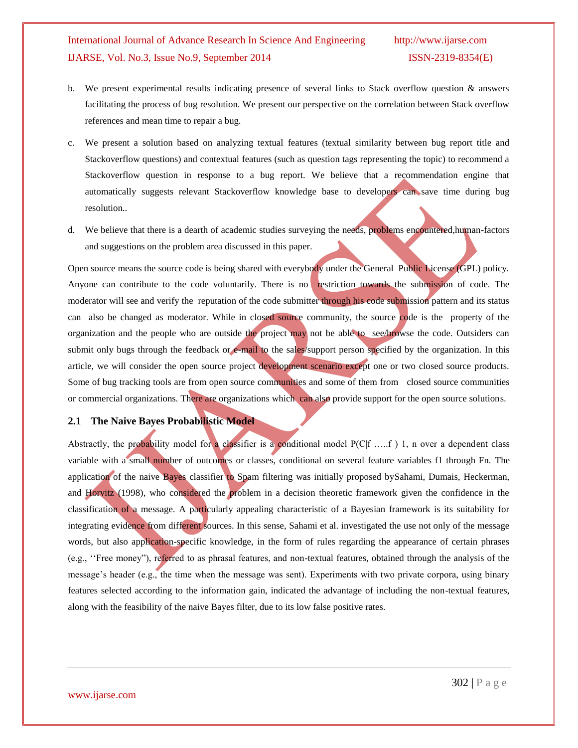b. We present experimental results indicating presence of several links to Stack overflow question & answers facilitating the process of bug resolution. We present our perspective on the correlation between Stack overflow references and mean time to repair a bug.

c. We present a solution based on analyzing textual features (textual similarity between bug report title and Stackoverflow questions) and contextual features (such as question tags representing the topic) to recommend a Stackoverflow question in response to a bug report. We believe that a recommendation engine that automatically suggests relevant Stackoverflow knowledge base to developers can save time during bug resolution..

d. We believe that there is a dearth of academic studies surveying the needs, problems encountered,human-factors and suggestions on the problem area discussed in this paper.

Open source means the source code is being shared with everybody under the General Public License (GPL) policy. Anyone can contribute to the code voluntarily. There is no restriction towards the submission of code. The moderator will see and verify the reputation of the code submitter through his code submission pattern and its status can also be changed as moderator. While in closed source community, the source code is the property of the organization and the people who are outside the project may not be able to see/browse the code. Outsiders can submit only bugs through the feedback or e-mail to the sales/support person specified by the organization. In this article, we will consider the open source project development scenario except one or two closed source products. Some of bug tracking tools are from open source communities and some of them from closed source communities or commercial organizations. There are organizations which can also provide support for the open source solutions.

### 2.1 The Naive Bayes Probabilistic Model

Abstractly, the probability model for a classifier is a conditional model P(C|f …..f ) 1, n over a dependent class variable with a small number of outcomes or classes, conditional on several feature variables f1 through Fn. The application of the naive Bayes classifier to Spam filtering was initially proposed bySahami, Dumais, Heckerman, and Horvitz (1998), who considered the problem in a decision theoretic framework given the confidence in the classification of a message. A particularly appealing characteristic of a Bayesian framework is its suitability for integrating evidence from different sources. In this sense, Sahami et al. investigated the use not only of the message words, but also application-specific knowledge, in the form of rules regarding the appearance of certain phrases (e.g., ''Free money''), referred to as phrasal features, and non-textual features, obtained through the analysis of the message's header (e.g., the time when the message was sent). Experiments with two private corpora, using binary features selected according to the information gain, indicated the advantage of including the non-textual features, along with the feasibility of the naive Bayes filter, due to its low false positive rates.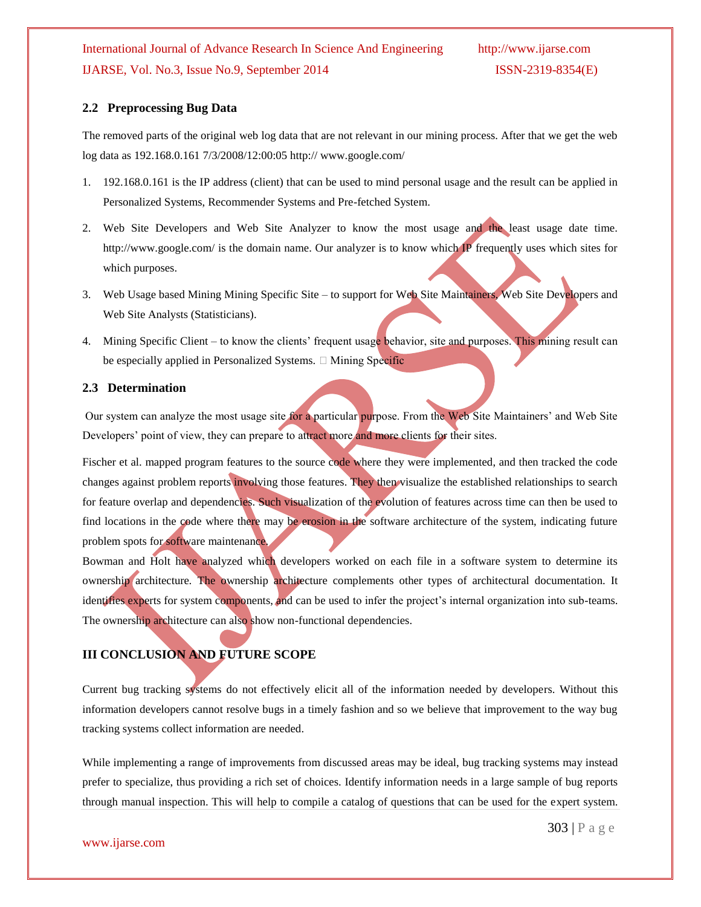### 2.2 Preprocessing Bug Data

The removed parts of the original web log data that are not relevant in our mining process. After that we get the web log data as 192.168.0.161 7/3/2008/12:00:05 http:// www.google.com/

1. 192.168.0.161 is the IP address (client) that can be used to mind personal usage and the result can be applied in Personalized Systems, Recommender Systems and Pre-fetched System.
2. Web Site Developers and Web Site Analyzer to know the most usage and the least usage date time. http://www.google.com/ is the domain name. Our analyzer is to know which IP frequently uses which sites for which purposes.
3. Web Usage based Mining Mining Specific Site – to support for Web Site Maintainers, Web Site Developers and Web Site Analysts (Statisticians).
4. Mining Specific Client – to know the clients' frequent usage behavior, site and purposes. This mining result can be especially applied in Personalized Systems.  Mining Specific

### 2.3 Determination

Our system can analyze the most usage site for a particular purpose. From the Web Site Maintainers' and Web Site Developers' point of view, they can prepare to attract more and more clients for their sites.

Fischer et al. mapped program features to the source code where they were implemented, and then tracked the code changes against problem reports involving those features. They then visualize the established relationships to search for feature overlap and dependencies. Such visualization of the evolution of features across time can then be used to find locations in the code where there may be erosion in the software architecture of the system, indicating future problem spots for software maintenance.

Bowman and Holt have analyzed which developers worked on each file in a software system to determine its ownership architecture. The ownership architecture complements other types of architectural documentation. It identifies experts for system components, and can be used to infer the project's internal organization into sub-teams. The ownership architecture can also show non-functional dependencies.

## III CONCLUSION AND FUTURE SCOPE

Current bug tracking systems do not effectively elicit all of the information needed by developers. Without this information developers cannot resolve bugs in a timely fashion and so we believe that improvement to the way bug tracking systems collect information are needed.

While implementing a range of improvements from discussed areas may be ideal, bug tracking systems may instead prefer to specialize, thus providing a rich set of choices. Identify information needs in a large sample of bug reports through manual inspection. This will help to compile a catalog of questions that can be used for the expert system.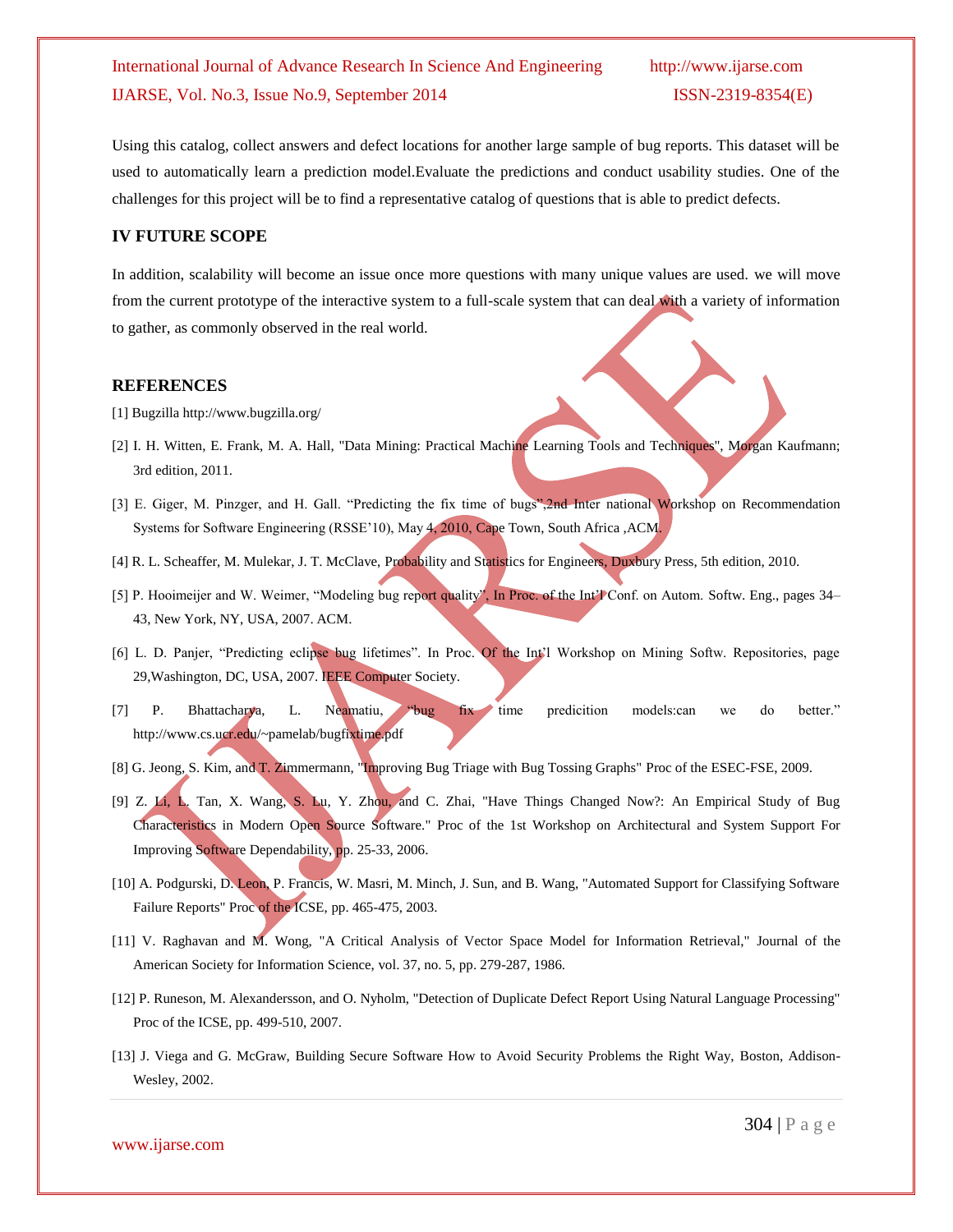Using this catalog, collect answers and defect locations for another large sample of bug reports. This dataset will be used to automatically learn a prediction model.Evaluate the predictions and conduct usability studies. One of the challenges for this project will be to find a representative catalog of questions that is able to predict defects.

## IV FUTURE SCOPE

In addition, scalability will become an issue once more questions with many unique values are used. we will move from the current prototype of the interactive system to a full-scale system that can deal with a variety of information to gather, as commonly observed in the real world.

## REFERENCES

[1] Bugzilla http://www.bugzilla.org/

[2] I. H. Witten, E. Frank, M. A. Hall, "Data Mining: Practical Machine Learning Tools and Techniques", Morgan Kaufmann; 3rd edition, 2011.

[3] E. Giger, M. Pinzger, and H. Gall. "Predicting the fix time of bugs",2nd Inter national Workshop on Recommendation Systems for Software Engineering (RSSE'10), May 4, 2010, Cape Town, South Africa ,ACM.

[4] R. L. Scheaffer, M. Mulekar, J. T. McClave, Probability and Statistics for Engineers, Duxbury Press, 5th edition, 2010.

[5] P. Hooimeijer and W. Weimer, "Modeling bug report quality", In Proc. of the Int'l Conf. on Autom. Softw. Eng., pages 34–43, New York, NY, USA, 2007. ACM.

[6] L. D. Panjer, "Predicting eclipse bug lifetimes". In Proc. Of the Int'l Workshop on Mining Softw. Repositories, page 29,Washington, DC, USA, 2007. IEEE Computer Society.

[7] P. Bhattacharya, L. Neamatiu, "bug fix time predicition models:can we do better." http://www.cs.ucr.edu/~pamelab/bugfixtime.pdf

[8] G. Jeong, S. Kim, and T. Zimmermann, "Improving Bug Triage with Bug Tossing Graphs" Proc of the ESEC-FSE, 2009.

[9] Z. Li, L. Tan, X. Wang, S. Lu, Y. Zhou, and C. Zhai, "Have Things Changed Now?: An Empirical Study of Bug Characteristics in Modern Open Source Software." Proc of the 1st Workshop on Architectural and System Support For Improving Software Dependability, pp. 25-33, 2006.

[10] A. Podgurski, D. Leon, P. Francis, W. Masri, M. Minch, J. Sun, and B. Wang, "Automated Support for Classifying Software Failure Reports" Proc of the ICSE, pp. 465-475, 2003.

[11] V. Raghavan and M. Wong, "A Critical Analysis of Vector Space Model for Information Retrieval," Journal of the American Society for Information Science, vol. 37, no. 5, pp. 279-287, 1986.

[12] P. Runeson, M. Alexandersson, and O. Nyholm, "Detection of Duplicate Defect Report Using Natural Language Processing" Proc of the ICSE, pp. 499-510, 2007.

[13] J. Viega and G. McGraw, Building Secure Software How to Avoid Security Problems the Right Way, Boston, Addison-Wesley, 2002.